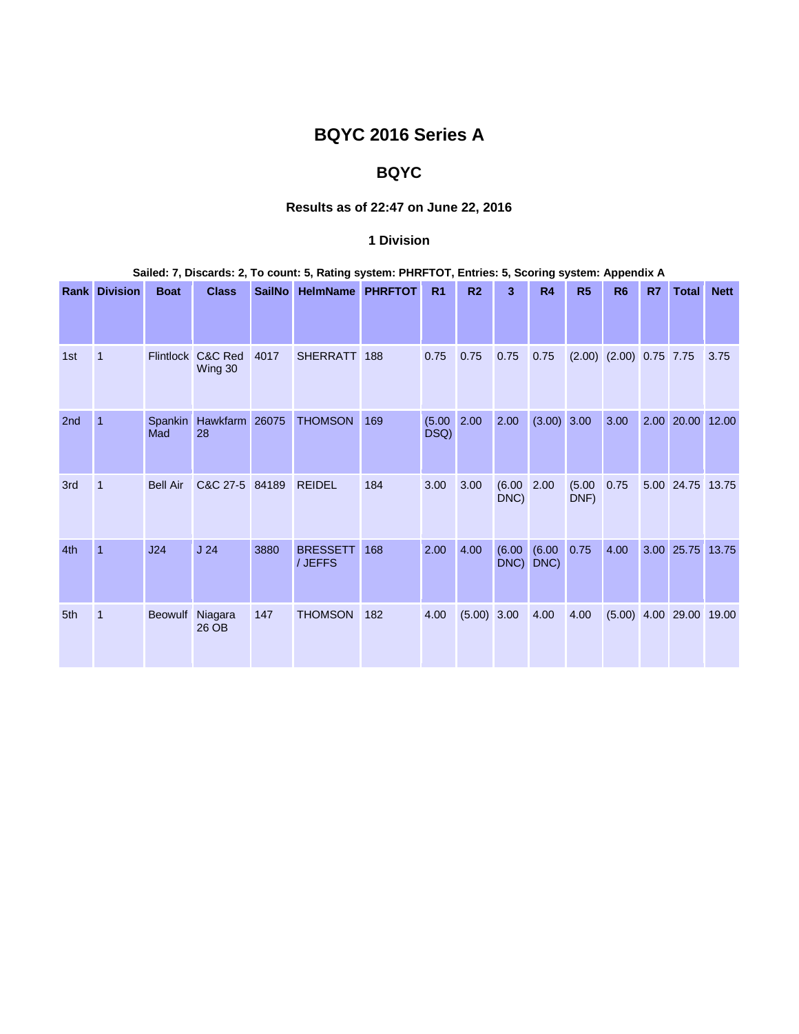# BQYC 2016 Series A

## BQYC

### Results as of 22:47 on June 22, 2016

### 1 Division

**Sailed: 7, Discards: 2, To count: 5, Rating system: PHRFTOT, Entries: 5, Scoring system: Appendix A**

| Rank | Division | Boat | Class | SailNo | HelmName | PHRFTOT | R1 | R2 | 3 | R4 | R5 | R6 | R7 | Total | Nett |
|---|---|---|---|---|---|---|---|---|---|---|---|---|---|---|---|
| 1st | 1 | Flintlock | C&C Red Wing 30 | 4017 | SHERRATT | 188 | 0.75 | 0.75 | 0.75 | 0.75 | (2.00) | (2.00) | 0.75 | 7.75 | 3.75 |
| 2nd | 1 | Spankin Mad | Hawkfarm 28 | 26075 | THOMSON | 169 | (5.00 DSQ) | 2.00 | 2.00 | (3.00) | 3.00 | 3.00 | 2.00 | 20.00 | 12.00 |
| 3rd | 1 | Bell Air | C&C 27-5 | 84189 | REIDEL | 184 | 3.00 | 3.00 | (6.00 DNC) | 2.00 | (5.00 DNF) | 0.75 | 5.00 | 24.75 | 13.75 |
| 4th | 1 | J24 | J 24 | 3880 | BRESSETT / JEFFS | 168 | 2.00 | 4.00 | (6.00 DNC) | (6.00 DNC) | 0.75 | 4.00 | 3.00 | 25.75 | 13.75 |
| 5th | 1 | Beowulf | Niagara 26 OB | 147 | THOMSON | 182 | 4.00 | (5.00) | 3.00 | 4.00 | 4.00 | (5.00) | 4.00 | 29.00 | 19.00 |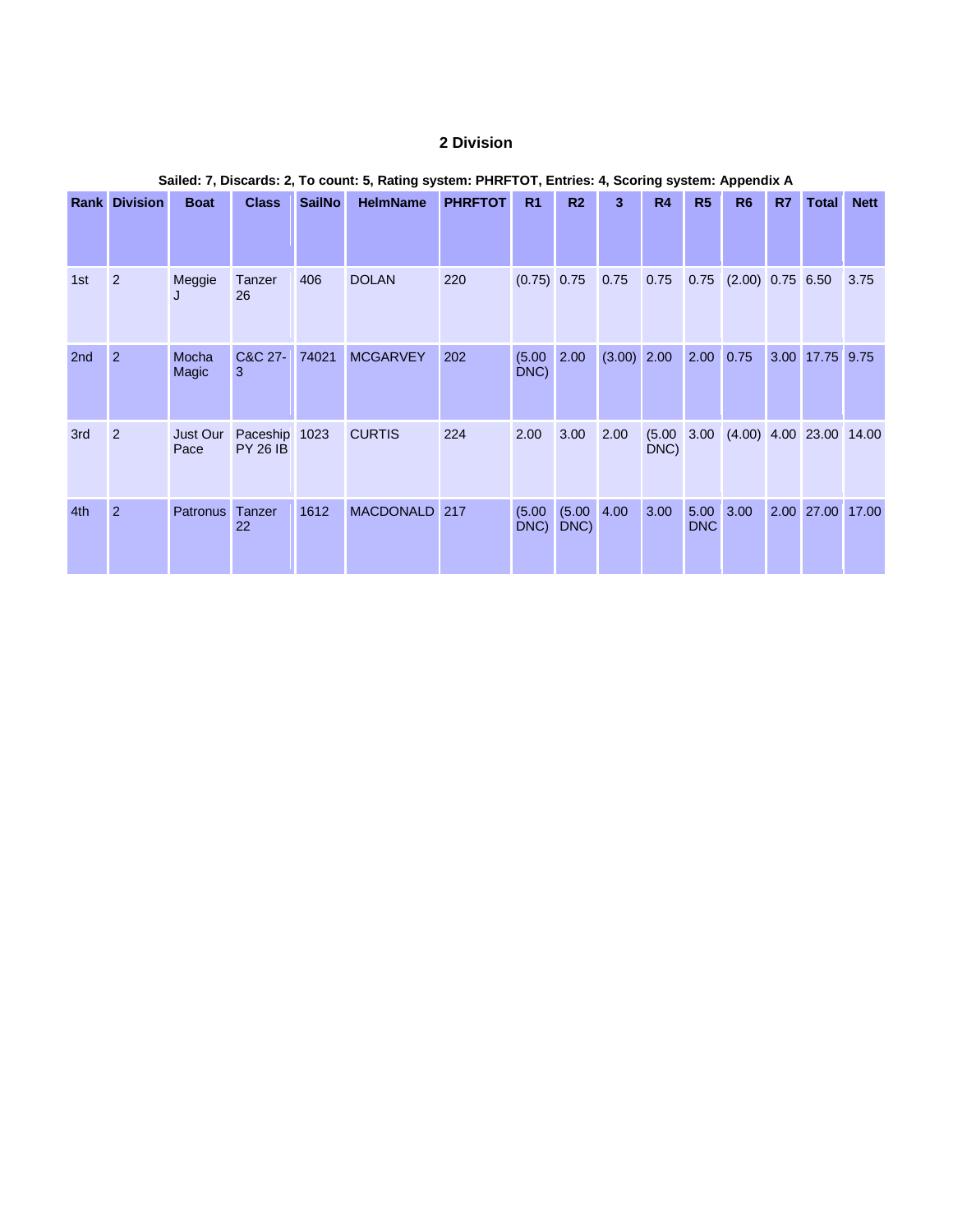## 2 Division

**Sailed: 7, Discards: 2, To count: 5, Rating system: PHRFTOT, Entries: 4, Scoring system: Appendix A**

| Rank | Division | Boat | Class | SailNo | HelmName | PHRFTOT | R1 | R2 | 3 | R4 | R5 | R6 | R7 | Total | Nett |
|---|---|---|---|---|---|---|---|---|---|---|---|---|---|---|---|
| 1st | 2 | Meggie J | Tanzer 26 | 406 | DOLAN | 220 | (0.75) | 0.75 | 0.75 | 0.75 | 0.75 | (2.00) | 0.75 | 6.50 | 3.75 |
| 2nd | 2 | Mocha Magic | C&C 27-3 | 74021 | MCGARVEY | 202 | (5.00 DNC) | 2.00 | (3.00) | 2.00 | 2.00 | 0.75 | 3.00 | 17.75 | 9.75 |
| 3rd | 2 | Just Our Pace | Paceship PY 26 IB | 1023 | CURTIS | 224 | 2.00 | 3.00 | 2.00 | (5.00 DNC) | 3.00 | (4.00) | 4.00 | 23.00 | 14.00 |
| 4th | 2 | Patronus | Tanzer 22 | 1612 | MACDONALD | 217 | (5.00 DNC) | (5.00 DNC) | 4.00 | 3.00 | 5.00 DNC | 3.00 | 2.00 | 27.00 | 17.00 |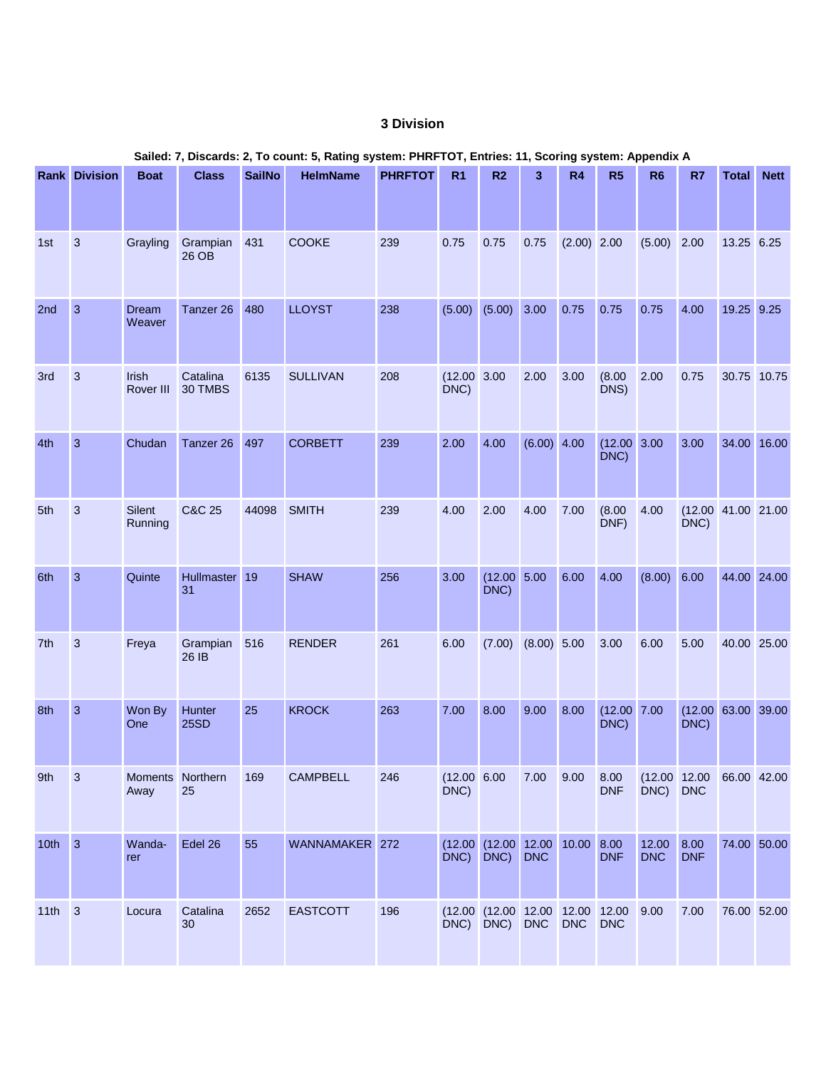# 3 Division

**Sailed: 7, Discards: 2, To count: 5, Rating system: PHRFTOT, Entries: 11, Scoring system: Appendix A**

| Rank | Division | Boat | Class | SailNo | HelmName | PHRFTOT | R1 | R2 | 3 | R4 | R5 | R6 | R7 | Total | Nett |
|---|---|---|---|---|---|---|---|---|---|---|---|---|---|---|---|
| 1st | 3 | Grayling | Grampian 26 OB | 431 | COOKE | 239 | 0.75 | 0.75 | 0.75 | (2.00) | 2.00 | (5.00) | 2.00 | 13.25 | 6.25 |
| 2nd | 3 | Dream Weaver | Tanzer 26 | 480 | LLOYST | 238 | (5.00) | (5.00) | 3.00 | 0.75 | 0.75 | 0.75 | 4.00 | 19.25 | 9.25 |
| 3rd | 3 | Irish Rover III | Catalina 30 TMBS | 6135 | SULLIVAN | 208 | (12.00 DNC) | 3.00 | 2.00 | 3.00 | (8.00 DNS) | 2.00 | 0.75 | 30.75 | 10.75 |
| 4th | 3 | Chudan | Tanzer 26 | 497 | CORBETT | 239 | 2.00 | 4.00 | (6.00) | 4.00 | (12.00 DNC) | 3.00 | 3.00 | 34.00 | 16.00 |
| 5th | 3 | Silent Running | C&C 25 | 44098 | SMITH | 239 | 4.00 | 2.00 | 4.00 | 7.00 | (8.00 DNF) | 4.00 | (12.00 DNC) | 41.00 | 21.00 |
| 6th | 3 | Quinte | Hullmaster 31 | 19 | SHAW | 256 | 3.00 | (12.00 DNC) | 5.00 | 6.00 | 4.00 | (8.00) | 6.00 | 44.00 | 24.00 |
| 7th | 3 | Freya | Grampian 26 IB | 516 | RENDER | 261 | 6.00 | (7.00) | (8.00) | 5.00 | 3.00 | 6.00 | 5.00 | 40.00 | 25.00 |
| 8th | 3 | Won By One | Hunter 25SD | 25 | KROCK | 263 | 7.00 | 8.00 | 9.00 | 8.00 | (12.00 DNC) | 7.00 | (12.00 DNC) | 63.00 | 39.00 |
| 9th | 3 | Moments Away | Northern 25 | 169 | CAMPBELL | 246 | (12.00 DNC) | 6.00 | 7.00 | 9.00 | 8.00 DNF | (12.00 DNC) | 12.00 DNC | 66.00 | 42.00 |
| 10th | 3 | Wanda-rer | Edel 26 | 55 | WANNAMAKER | 272 | (12.00 DNC) | (12.00 DNC) | 12.00 DNC | 10.00 | 8.00 DNF | 12.00 DNC | 8.00 DNF | 74.00 | 50.00 |
| 11th | 3 | Locura | Catalina 30 | 2652 | EASTCOTT | 196 | (12.00 DNC) | (12.00 DNC) | 12.00 DNC | 12.00 DNC | 12.00 DNC | 9.00 | 7.00 | 76.00 | 52.00 |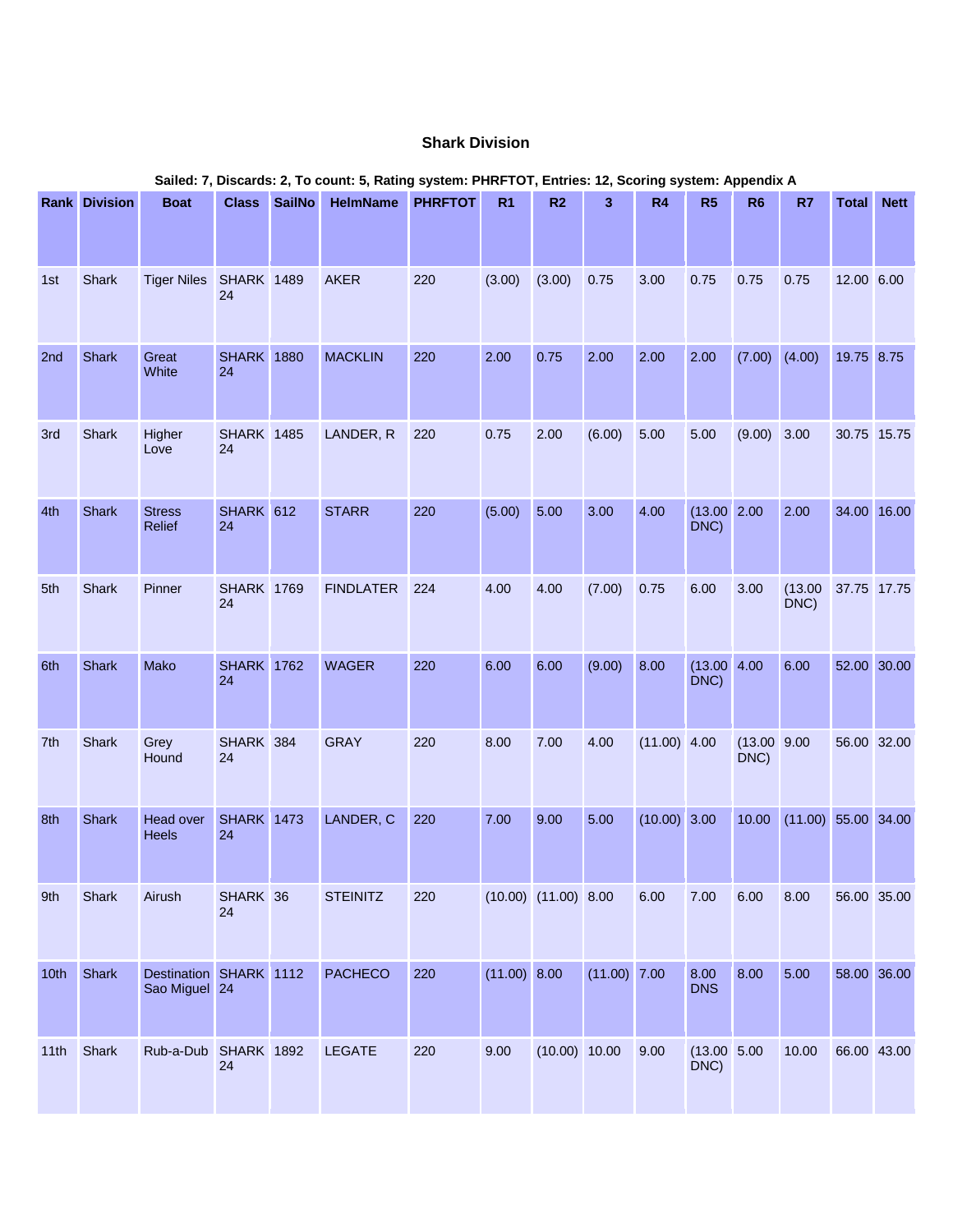## Shark Division

**Sailed: 7, Discards: 2, To count: 5, Rating system: PHRFTOT, Entries: 12, Scoring system: Appendix A**

| Rank | Division | Boat | Class | SailNo | HelmName | PHRFTOT | R1 | R2 | 3 | R4 | R5 | R6 | R7 | Total | Nett |
|---|---|---|---|---|---|---|---|---|---|---|---|---|---|---|---|
| 1st | Shark | Tiger Niles | SHARK 24 | 1489 | AKER | 220 | (3.00) | (3.00) | 0.75 | 3.00 | 0.75 | 0.75 | 0.75 | 12.00 | 6.00 |
| 2nd | Shark | Great White | SHARK 24 | 1880 | MACKLIN | 220 | 2.00 | 0.75 | 2.00 | 2.00 | 2.00 | (7.00) | (4.00) | 19.75 | 8.75 |
| 3rd | Shark | Higher Love | SHARK 24 | 1485 | LANDER, R | 220 | 0.75 | 2.00 | (6.00) | 5.00 | 5.00 | (9.00) | 3.00 | 30.75 | 15.75 |
| 4th | Shark | Stress Relief | SHARK 24 | 612 | STARR | 220 | (5.00) | 5.00 | 3.00 | 4.00 | (13.00 DNC) | 2.00 | 2.00 | 34.00 | 16.00 |
| 5th | Shark | Pinner | SHARK 24 | 1769 | FINDLATER | 224 | 4.00 | 4.00 | (7.00) | 0.75 | 6.00 | 3.00 | (13.00 DNC) | 37.75 | 17.75 |
| 6th | Shark | Mako | SHARK 24 | 1762 | WAGER | 220 | 6.00 | 6.00 | (9.00) | 8.00 | (13.00 DNC) | 4.00 | 6.00 | 52.00 | 30.00 |
| 7th | Shark | Grey Hound | SHARK 24 | 384 | GRAY | 220 | 8.00 | 7.00 | 4.00 | (11.00) | 4.00 | (13.00 DNC) | 9.00 | 56.00 | 32.00 |
| 8th | Shark | Head over Heels | SHARK 24 | 1473 | LANDER, C | 220 | 7.00 | 9.00 | 5.00 | (10.00) | 3.00 | 10.00 | (11.00) | 55.00 | 34.00 |
| 9th | Shark | Airush | SHARK 24 | 36 | STEINITZ | 220 | (10.00) | (11.00) | 8.00 | 6.00 | 7.00 | 6.00 | 8.00 | 56.00 | 35.00 |
| 10th | Shark | Destination Sao Miguel | SHARK 24 | 1112 | PACHECO | 220 | (11.00) | 8.00 | (11.00) | 7.00 | 8.00 DNS | 8.00 | 5.00 | 58.00 | 36.00 |
| 11th | Shark | Rub-a-Dub | SHARK 24 | 1892 | LEGATE | 220 | 9.00 | (10.00) | 10.00 | 9.00 | (13.00 DNC) | 5.00 | 10.00 | 66.00 | 43.00 |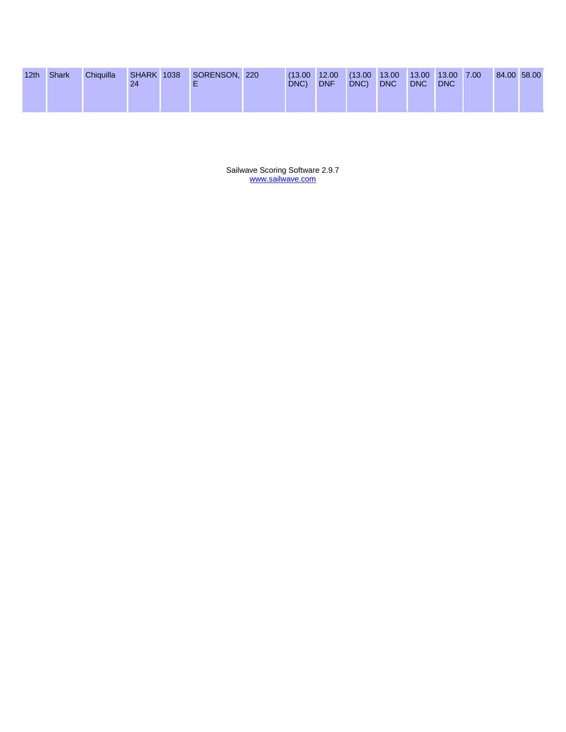| | | | | | | | | | | | | | | | |
|---|---|---|---|---|---|---|---|---|---|---|---|---|---|---|---|
| 12th | Shark | Chiquilla | SHARK 24 | 1038 | SORENSON, E | 220 | (13.00 DNC) | 12.00 DNF | (13.00 DNC) | 13.00 DNC | 13.00 DNC | 13.00 DNC | 7.00 | 84.00 | 58.00 |

Sailwave Scoring Software 2.9.7
www.sailwave.com